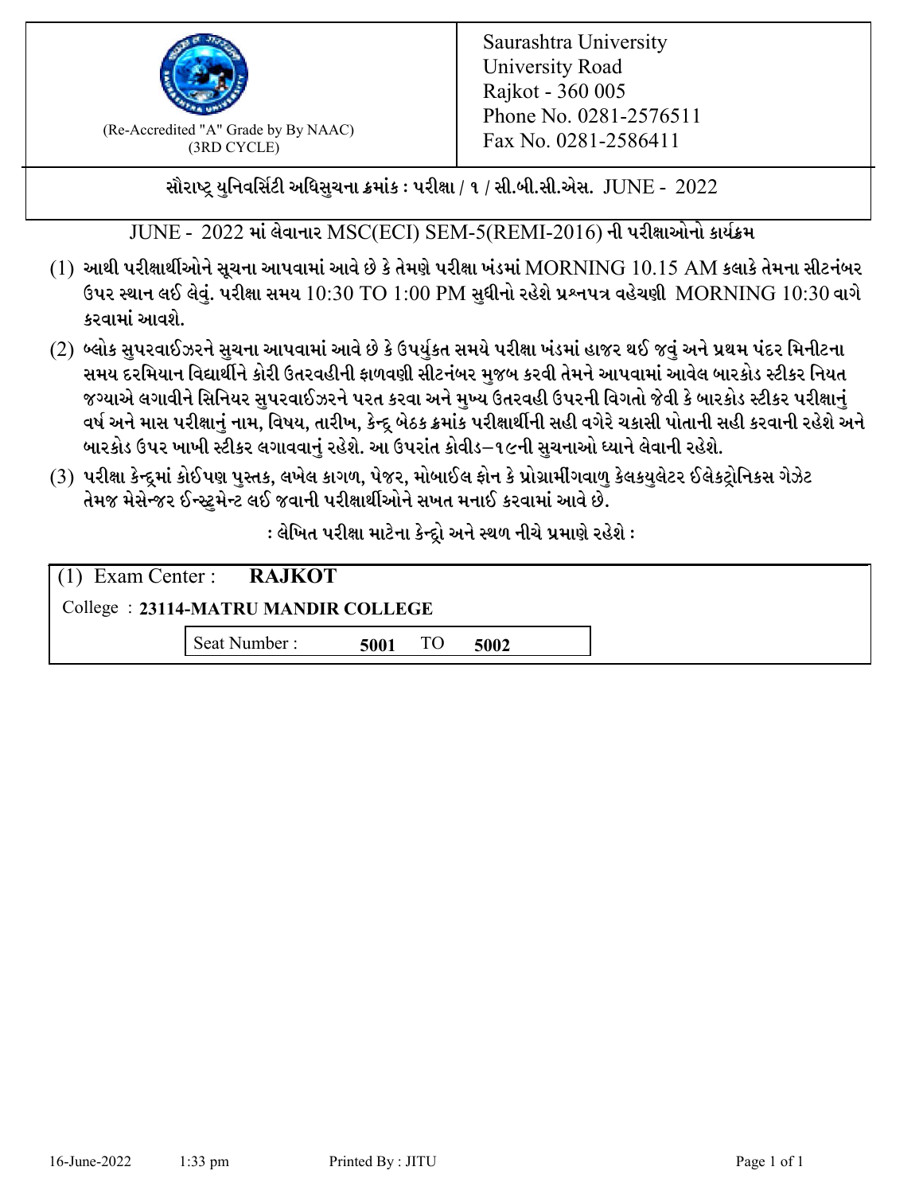(Re-Accredited "A" Grade by By NAAC)
(3RD CYCLE)

Saurashtra University
University Road
Rajkot - 360 005
Phone No. 0281-2576511
Fax No. 0281-2586411

**સૌરાષ્ટ્ર યુનિવર્સિટી અધિસુચના ક્રમાંક : પરીક્ષા / ૧ / સી.બી.સી.એસ. JUNE - 2022**

JUNE - 2022 માં લેવાનાર MSC(ECI) SEM-5(REMI-2016) ની પરીક્ષાઓનો કાર્યક્રમ

(1) આથી પરીક્ષાર્થીઓને સૂચના આપવામાં આવે છે કે તેમણે પરીક્ષા ખંડમાં MORNING 10.15 AM કલાકે તેમના સીટનંબર ઉપર સ્થાન લઈ લેવું. પરીક્ષા સમય 10:30 TO 1:00 PM સુધીનો રહેશે પ્રશ્નપત્ર વહેચણી MORNING 10:30 વાગે કરવામાં આવશે.

(2) બ્લોક સુપરવાઈઝરને સુચના આપવામાં આવે છે કે ઉપર્યુકત સમયે પરીક્ષા ખંડમાં હાજર થઈ જવું અને પ્રથમ પંદર મિનીટના સમય દરમિયાન વિદ્યાર્થીને કોરી ઉત્તરવહીની ફાળવણી સીટનંબર મુજબ કરવી તેમને આપવામાં આવેલ બારકોડ સ્ટીકર નિયત જગ્યાએ લગાવીને સિનિયર સુપરવાઈઝરને પરત કરવા અને મુખ્ય ઉત્તરવહી ઉપરની વિગતો જેવી કે બારકોડ સ્ટીકર પરીક્ષાનું વર્ષ અને માસ પરીક્ષાનું નામ, વિષય, તારીખ, કેન્દ્ર બેઠક ક્રમાંક પરીક્ષાર્થીની સહી વગેરે ચકાસી પોતાની સહી કરવાની રહેશે અને બારકોડ ઉપર ખાખી સ્ટીકર લગાવવાનું રહેશે. આ ઉપરાંત કોવીડ–૧૯ની સુચનાઓ ધ્યાને લેવાની રહેશે.

(3) પરીક્ષા કેન્દ્રમાં કોઈપણ પુસ્તક, લખેલ કાગળ, પેજર, મોબાઈલ ફોન કે પ્રોગ્રામીંગવાળુ કેલકયુલેટર ઈલેકટ્રોનિકસ ગેઝેટ તેમજ મેસેન્જર ઈન્સ્ટ્રુમેન્ટ લઈ જવાની પરીક્ષાર્થીઓને સખત મનાઈ કરવામાં આવે છે.

**: લેખિત પરીક્ષા માટેના કેન્દ્રો અને સ્થળ નીચે પ્રમાણે રહેશે :**

(1) Exam Center : **RAJKOT**

College : **23114-MATRU MANDIR COLLEGE**

Seat Number : **5001** TO **5002**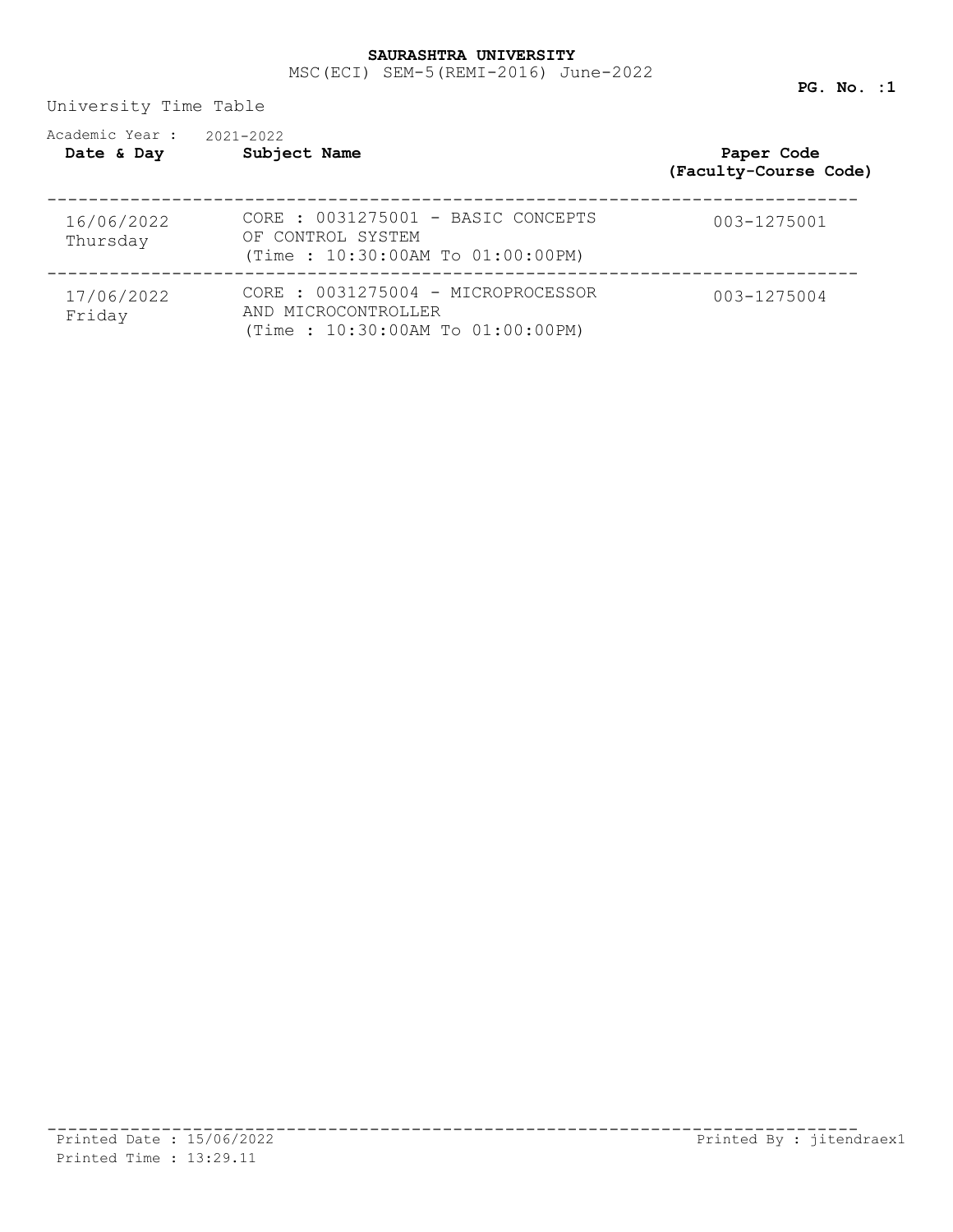**SAURASHTRA UNIVERSITY**

MSC(ECI) SEM-5(REMI-2016) June-2022

University Time Table

Academic Year : 2021-2022

| Date & Day | Subject Name | Paper Code (Faculty-Course Code) |
|---|---|---|
| 16/06/2022 Thursday | CORE : 0031275001 - BASIC CONCEPTS OF CONTROL SYSTEM (Time : 10:30:00AM To 01:00:00PM) | 003-1275001 |
| 17/06/2022 Friday | CORE : 0031275004 - MICROPROCESSOR AND MICROCONTROLLER (Time : 10:30:00AM To 01:00:00PM) | 003-1275004 |

Printed Date : 15/06/2022
Printed Time : 13:29.11

Printed By : jitendraex1